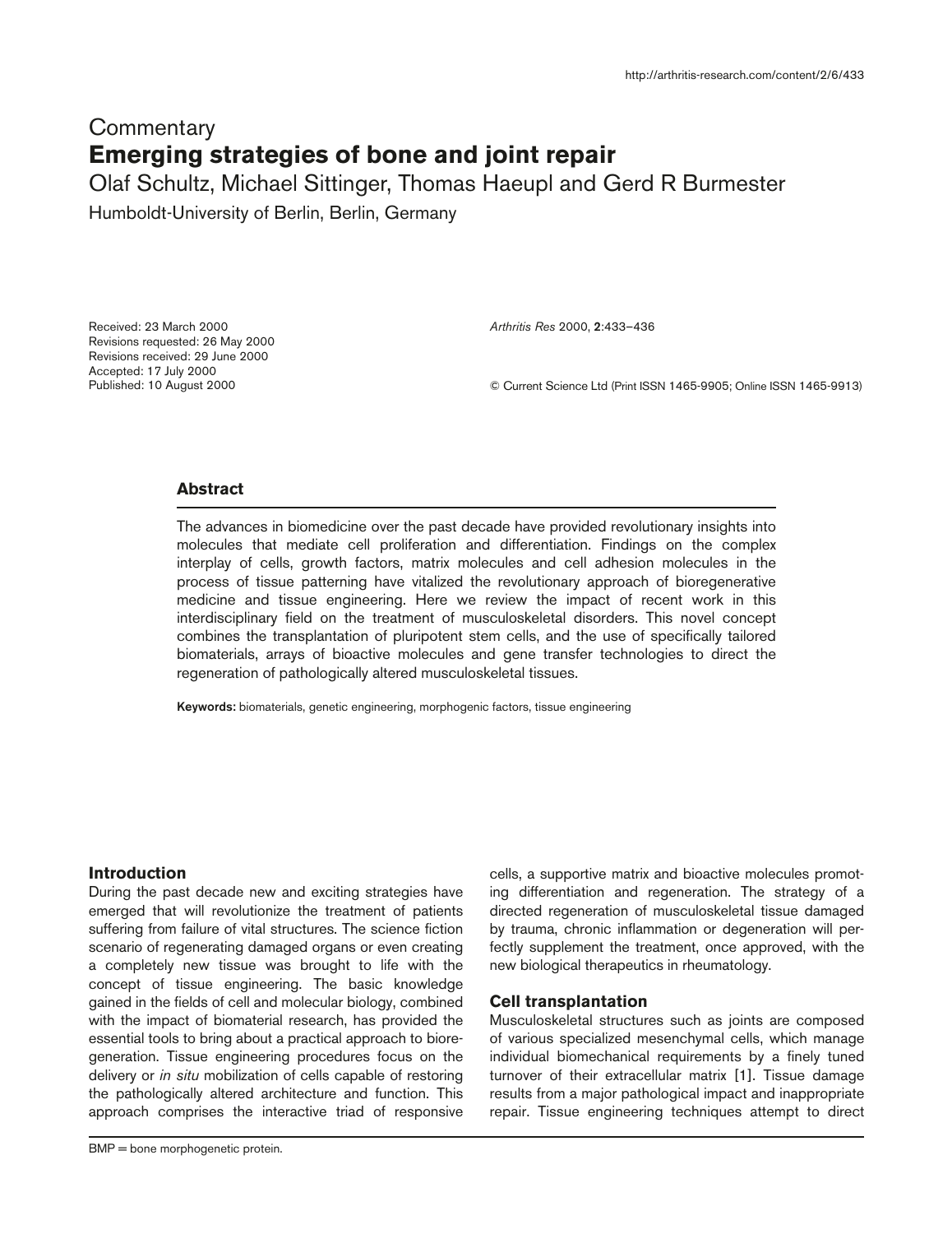Commentary

# Emerging strategies of bone and joint repair

Olaf Schultz, Michael Sittinger, Thomas Haeupl and Gerd R Burmester

Humboldt-University of Berlin, Berlin, Germany

Received: 23 March 2000
Revisions requested: 26 May 2000
Revisions received: 29 June 2000
Accepted: 17 July 2000
Published: 10 August 2000

*Arthritis Res* 2000, **2**:433–436

© Current Science Ltd (Print ISSN 1465-9905; Online ISSN 1465-9913)

## Abstract

The advances in biomedicine over the past decade have provided revolutionary insights into molecules that mediate cell proliferation and differentiation. Findings on the complex interplay of cells, growth factors, matrix molecules and cell adhesion molecules in the process of tissue patterning have vitalized the revolutionary approach of bioregenerative medicine and tissue engineering. Here we review the impact of recent work in this interdisciplinary field on the treatment of musculoskeletal disorders. This novel concept combines the transplantation of pluripotent stem cells, and the use of specifically tailored biomaterials, arrays of bioactive molecules and gene transfer technologies to direct the regeneration of pathologically altered musculoskeletal tissues.

**Keywords:** biomaterials, genetic engineering, morphogenic factors, tissue engineering

## Introduction

During the past decade new and exciting strategies have emerged that will revolutionize the treatment of patients suffering from failure of vital structures. The science fiction scenario of regenerating damaged organs or even creating a completely new tissue was brought to life with the concept of tissue engineering. The basic knowledge gained in the fields of cell and molecular biology, combined with the impact of biomaterial research, has provided the essential tools to bring about a practical approach to bioregeneration. Tissue engineering procedures focus on the delivery or *in situ* mobilization of cells capable of restoring the pathologically altered architecture and function. This approach comprises the interactive triad of responsive cells, a supportive matrix and bioactive molecules promoting differentiation and regeneration. The strategy of a directed regeneration of musculoskeletal tissue damaged by trauma, chronic inflammation or degeneration will perfectly supplement the treatment, once approved, with the new biological therapeutics in rheumatology.

## Cell transplantation

Musculoskeletal structures such as joints are composed of various specialized mesenchymal cells, which manage individual biomechanical requirements by a finely tuned turnover of their extracellular matrix [1]. Tissue damage results from a major pathological impact and inappropriate repair. Tissue engineering techniques attempt to direct

BMP = bone morphogenetic protein.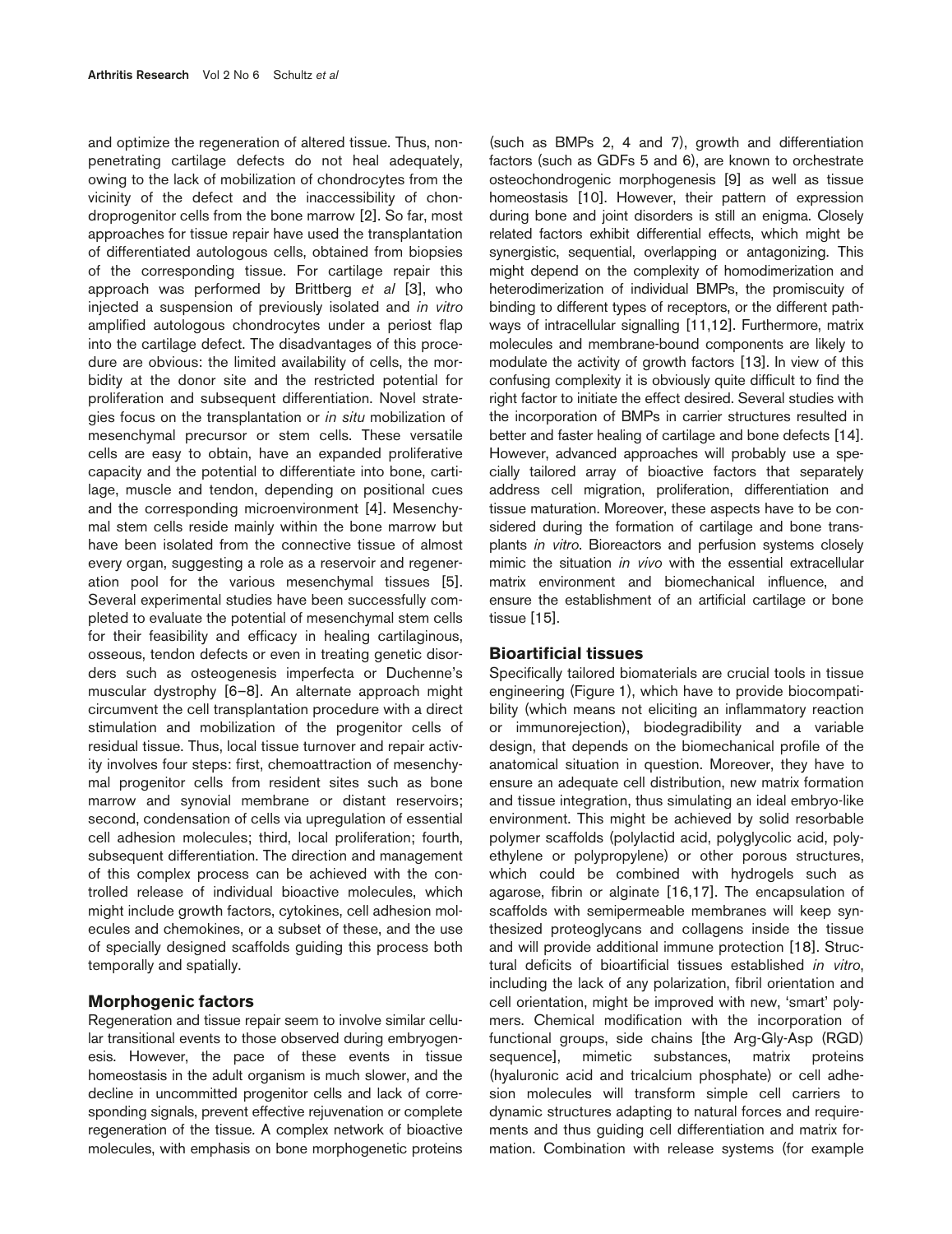and optimize the regeneration of altered tissue. Thus, nonpenetrating cartilage defects do not heal adequately, owing to the lack of mobilization of chondrocytes from the vicinity of the defect and the inaccessibility of chondroprogenitor cells from the bone marrow [2]. So far, most approaches for tissue repair have used the transplantation of differentiated autologous cells, obtained from biopsies of the corresponding tissue. For cartilage repair this approach was performed by Brittberg *et al* [3], who injected a suspension of previously isolated and *in vitro* amplified autologous chondrocytes under a periost flap into the cartilage defect. The disadvantages of this procedure are obvious: the limited availability of cells, the morbidity at the donor site and the restricted potential for proliferation and subsequent differentiation. Novel strategies focus on the transplantation or *in situ* mobilization of mesenchymal precursor or stem cells. These versatile cells are easy to obtain, have an expanded proliferative capacity and the potential to differentiate into bone, cartilage, muscle and tendon, depending on positional cues and the corresponding microenvironment [4]. Mesenchymal stem cells reside mainly within the bone marrow but have been isolated from the connective tissue of almost every organ, suggesting a role as a reservoir and regeneration pool for the various mesenchymal tissues [5]. Several experimental studies have been successfully completed to evaluate the potential of mesenchymal stem cells for their feasibility and efficacy in healing cartilaginous, osseous, tendon defects or even in treating genetic disorders such as osteogenesis imperfecta or Duchenne's muscular dystrophy [6–8]. An alternate approach might circumvent the cell transplantation procedure with a direct stimulation and mobilization of the progenitor cells of residual tissue. Thus, local tissue turnover and repair activity involves four steps: first, chemoattraction of mesenchymal progenitor cells from resident sites such as bone marrow and synovial membrane or distant reservoirs; second, condensation of cells via upregulation of essential cell adhesion molecules; third, local proliferation; fourth, subsequent differentiation. The direction and management of this complex process can be achieved with the controlled release of individual bioactive molecules, which might include growth factors, cytokines, cell adhesion molecules and chemokines, or a subset of these, and the use of specially designed scaffolds guiding this process both temporally and spatially.

## Morphogenic factors

Regeneration and tissue repair seem to involve similar cellular transitional events to those observed during embryogenesis. However, the pace of these events in tissue homeostasis in the adult organism is much slower, and the decline in uncommitted progenitor cells and lack of corresponding signals, prevent effective rejuvenation or complete regeneration of the tissue. A complex network of bioactive molecules, with emphasis on bone morphogenetic proteins (such as BMPs 2, 4 and 7), growth and differentiation factors (such as GDFs 5 and 6), are known to orchestrate osteochondrogenic morphogenesis [9] as well as tissue homeostasis [10]. However, their pattern of expression during bone and joint disorders is still an enigma. Closely related factors exhibit differential effects, which might be synergistic, sequential, overlapping or antagonizing. This might depend on the complexity of homodimerization and heterodimerization of individual BMPs, the promiscuity of binding to different types of receptors, or the different pathways of intracellular signalling [11,12]. Furthermore, matrix molecules and membrane-bound components are likely to modulate the activity of growth factors [13]. In view of this confusing complexity it is obviously quite difficult to find the right factor to initiate the effect desired. Several studies with the incorporation of BMPs in carrier structures resulted in better and faster healing of cartilage and bone defects [14]. However, advanced approaches will probably use a specially tailored array of bioactive factors that separately address cell migration, proliferation, differentiation and tissue maturation. Moreover, these aspects have to be considered during the formation of cartilage and bone transplants *in vitro*. Bioreactors and perfusion systems closely mimic the situation *in vivo* with the essential extracellular matrix environment and biomechanical influence, and ensure the establishment of an artificial cartilage or bone tissue [15].

## Bioartificial tissues

Specifically tailored biomaterials are crucial tools in tissue engineering (Figure 1), which have to provide biocompatibility (which means not eliciting an inflammatory reaction or immunorejection), biodegradibility and a variable design, that depends on the biomechanical profile of the anatomical situation in question. Moreover, they have to ensure an adequate cell distribution, new matrix formation and tissue integration, thus simulating an ideal embryo-like environment. This might be achieved by solid resorbable polymer scaffolds (polylactid acid, polyglycolic acid, polyethylene or polypropylene) or other porous structures, which could be combined with hydrogels such as agarose, fibrin or alginate [16,17]. The encapsulation of scaffolds with semipermeable membranes will keep synthesized proteoglycans and collagens inside the tissue and will provide additional immune protection [18]. Structural deficits of bioartificial tissues established *in vitro*, including the lack of any polarization, fibril orientation and cell orientation, might be improved with new, 'smart' polymers. Chemical modification with the incorporation of functional groups, side chains [the Arg-Gly-Asp (RGD) sequence], mimetic substances, matrix proteins (hyaluronic acid and tricalcium phosphate) or cell adhesion molecules will transform simple cell carriers to dynamic structures adapting to natural forces and requirements and thus guiding cell differentiation and matrix formation. Combination with release systems (for example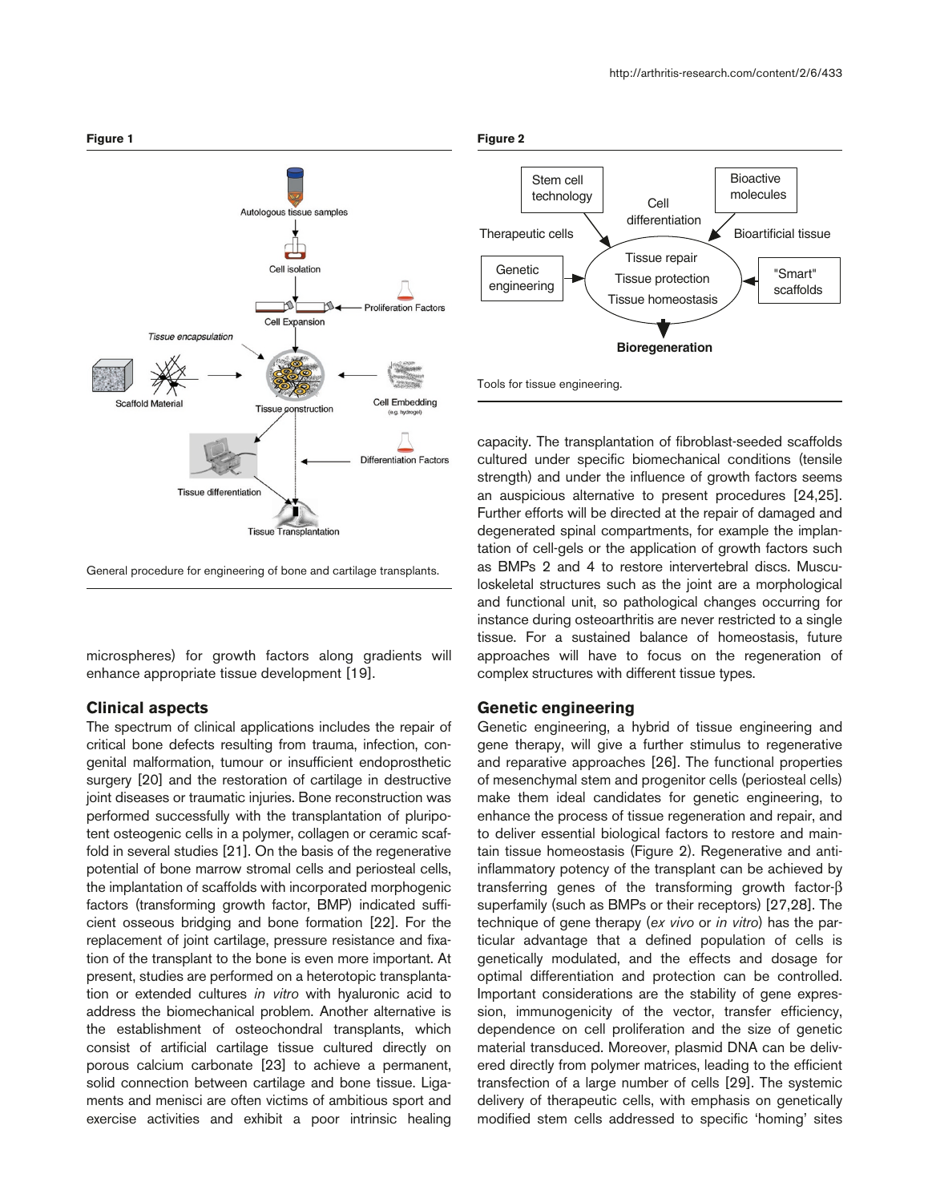**Figure 1**

Autologous tissue samples

Cell isolation

Proliferation Factors

Cell Expansion

Tissue encapsulation

Scaffold Material

Tissue construction

Cell Embedding (e.g. hydrogel)

Differentiation Factors

Tissue differentiation

Tissue Transplantation

General procedure for engineering of bone and cartilage transplants.

**Figure 2**

Stem cell technology

Cell differentiation

Bioactive molecules

Therapeutic cells

Bioartificial tissue

Genetic engineering

Tissue repair

Tissue protection

Tissue homeostasis

"Smart" scaffolds

**Bioregeneration**

Tools for tissue engineering.

microspheres) for growth factors along gradients will enhance appropriate tissue development [19].

## Clinical aspects

The spectrum of clinical applications includes the repair of critical bone defects resulting from trauma, infection, congenital malformation, tumour or insufficient endoprosthetic surgery [20] and the restoration of cartilage in destructive joint diseases or traumatic injuries. Bone reconstruction was performed successfully with the transplantation of pluripotent osteogenic cells in a polymer, collagen or ceramic scaffold in several studies [21]. On the basis of the regenerative potential of bone marrow stromal cells and periosteal cells, the implantation of scaffolds with incorporated morphogenic factors (transforming growth factor, BMP) indicated sufficient osseous bridging and bone formation [22]. For the replacement of joint cartilage, pressure resistance and fixation of the transplant to the bone is even more important. At present, studies are performed on a heterotopic transplantation or extended cultures *in vitro* with hyaluronic acid to address the biomechanical problem. Another alternative is the establishment of osteochondral transplants, which consist of artificial cartilage tissue cultured directly on porous calcium carbonate [23] to achieve a permanent, solid connection between cartilage and bone tissue. Ligaments and menisci are often victims of ambitious sport and exercise activities and exhibit a poor intrinsic healing capacity. The transplantation of fibroblast-seeded scaffolds cultured under specific biomechanical conditions (tensile strength) and under the influence of growth factors seems an auspicious alternative to present procedures [24,25]. Further efforts will be directed at the repair of damaged and degenerated spinal compartments, for example the implantation of cell-gels or the application of growth factors such as BMPs 2 and 4 to restore intervertebral discs. Musculoskeletal structures such as the joint are a morphological and functional unit, so pathological changes occurring for instance during osteoarthritis are never restricted to a single tissue. For a sustained balance of homeostasis, future approaches will have to focus on the regeneration of complex structures with different tissue types.

## Genetic engineering

Genetic engineering, a hybrid of tissue engineering and gene therapy, will give a further stimulus to regenerative and reparative approaches [26]. The functional properties of mesenchymal stem and progenitor cells (periosteal cells) make them ideal candidates for genetic engineering, to enhance the process of tissue regeneration and repair, and to deliver essential biological factors to restore and maintain tissue homeostasis (Figure 2). Regenerative and anti-inflammatory potency of the transplant can be achieved by transferring genes of the transforming growth factor-β superfamily (such as BMPs or their receptors) [27,28]. The technique of gene therapy (*ex vivo* or *in vitro*) has the particular advantage that a defined population of cells is genetically modulated, and the effects and dosage for optimal differentiation and protection can be controlled. Important considerations are the stability of gene expression, immunogenicity of the vector, transfer efficiency, dependence on cell proliferation and the size of genetic material transduced. Moreover, plasmid DNA can be delivered directly from polymer matrices, leading to the efficient transfection of a large number of cells [29]. The systemic delivery of therapeutic cells, with emphasis on genetically modified stem cells addressed to specific 'homing' sites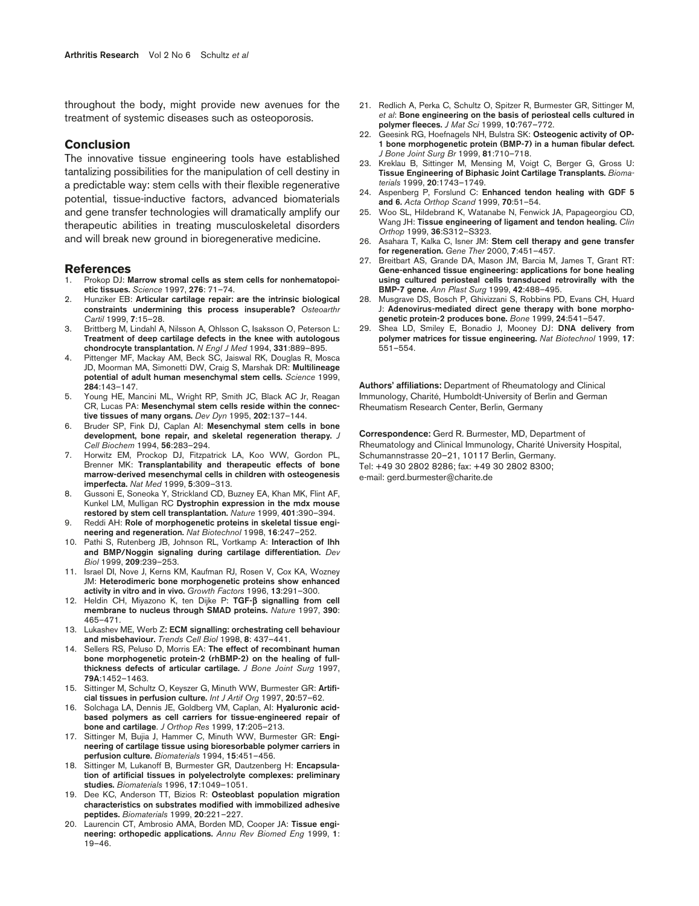throughout the body, might provide new avenues for the treatment of systemic diseases such as osteoporosis.

## Conclusion

The innovative tissue engineering tools have established tantalizing possibilities for the manipulation of cell destiny in a predictable way: stem cells with their flexible regenerative potential, tissue-inductive factors, advanced biomaterials and gene transfer technologies will dramatically amplify our therapeutic abilities in treating musculoskeletal disorders and will break new ground in bioregenerative medicine.

## References

1. Prokop DJ: **Marrow stromal cells as stem cells for nonhematopoietic tissues.** *Science* 1997, **276**: 71–74.
2. Hunziker EB: **Articular cartilage repair: are the intrinsic biological constraints undermining this process insuperable?** *Osteoarthr Cartil* 1999, **7**:15–28.
3. Brittberg M, Lindahl A, Nilsson A, Ohlsson C, Isaksson O, Peterson L: **Treatment of deep cartilage defects in the knee with autologous chondrocyte transplantation.** *N Engl J Med* 1994, **331**:889–895.
4. Pittenger MF, Mackay AM, Beck SC, Jaiswal RK, Douglas R, Mosca JD, Moorman MA, Simonetti DW, Craig S, Marshak DR: **Multilineage potential of adult human mesenchymal stem cells.** *Science* 1999, **284**:143–147.
5. Young HE, Mancini ML, Wright RP, Smith JC, Black AC Jr, Reagan CR, Lucas PA: **Mesenchymal stem cells reside within the connective tissues of many organs.** *Dev Dyn* 1995, **202**:137–144.
6. Bruder SP, Fink DJ, Caplan AI: **Mesenchymal stem cells in bone development, bone repair, and skeletal regeneration therapy.** *J Cell Biochem* 1994, **56**:283–294.
7. Horwitz EM, Prockop DJ, Fitzpatrick LA, Koo WW, Gordon PL, Brenner MK: **Transplantability and therapeutic effects of bone marrow-derived mesenchymal cells in children with osteogenesis imperfecta.** *Nat Med* 1999, **5**:309–313.
8. Gussoni E, Soneoka Y, Strickland CD, Buzney EA, Khan MK, Flint AF, Kunkel LM, Mulligan RC **Dystrophin expression in the mdx mouse restored by stem cell transplantation.** *Nature* 1999, **401**:390–394.
9. Reddi AH: **Role of morphogenetic proteins in skeletal tissue engineering and regeneration.** *Nat Biotechnol* 1998, **16**:247–252.
10. Pathi S, Rutenberg JB, Johnson RL, Vortkamp A: **Interaction of Ihh and BMP/Noggin signaling during cartilage differentiation.** *Dev Biol* 1999, **209**:239–253.
11. Israel DI, Nove J, Kerns KM, Kaufman RJ, Rosen V, Cox KA, Wozney JM: **Heterodimeric bone morphogenetic proteins show enhanced activity in vitro and in vivo.** *Growth Factors* 1996, **13**:291–300.
12. Heldin CH, Miyazono K, ten Dijke P: **TGF-β signalling from cell membrane to nucleus through SMAD proteins.** *Nature* 1997, **390**: 465–471.
13. Lukashev ME, Werb Z**: ECM signalling: orchestrating cell behaviour and misbehaviour.** *Trends Cell Biol* 1998, **8**: 437–441.
14. Sellers RS, Peluso D, Morris EA: **The effect of recombinant human bone morphogenetic protein-2 (rhBMP-2) on the healing of full-thickness defects of articular cartilage.** *J Bone Joint Surg* 1997, **79A**:1452–1463.
15. Sittinger M, Schultz O, Keyszer G, Minuth WW, Burmester GR: **Artificial tissues in perfusion culture.** *Int J Artif Org* 1997, **20**:57–62.
16. Solchaga LA, Dennis JE, Goldberg VM, Caplan, AI: **Hyaluronic acid-based polymers as cell carriers for tissue-engineered repair of bone and cartilage**. *J Orthop Res* 1999, **17**:205–213.
17. Sittinger M, Bujia J, Hammer C, Minuth WW, Burmester GR: **Engineering of cartilage tissue using bioresorbable polymer carriers in perfusion culture.** *Biomaterials* 1994, **15**:451–456.
18. Sittinger M, Lukanoff B, Burmester GR, Dautzenberg H: **Encapsulation of artificial tissues in polyelectrolyte complexes: preliminary studies.** *Biomaterials* 1996, **17**:1049–1051.
19. Dee KC, Anderson TT, Bizios R: **Osteoblast population migration characteristics on substrates modified with immobilized adhesive peptides.** *Biomaterials* 1999, **20**:221–227.
20. Laurencin CT, Ambrosio AMA, Borden MD, Cooper JA: **Tissue engineering: orthopedic applications.** *Annu Rev Biomed Eng* 1999, **1**: 19–46.
21. Redlich A, Perka C, Schultz O, Spitzer R, Burmester GR, Sittinger M, *et al*: **Bone engineering on the basis of periosteal cells cultured in polymer fleeces.** *J Mat Sci* 1999, **10**:767–772.
22. Geesink RG, Hoefnagels NH, Bulstra SK: **Osteogenic activity of OP-1 bone morphogenetic protein (BMP-7) in a human fibular defect.** *J Bone Joint Surg Br* 1999, **81**:710–718.
23. Kreklau B, Sittinger M, Mensing M, Voigt C, Berger G, Gross U: **Tissue Engineering of Biphasic Joint Cartilage Transplants.** *Biomaterials* 1999, **20**:1743–1749.
24. Aspenberg P, Forslund C: **Enhanced tendon healing with GDF 5 and 6.** *Acta Orthop Scand* 1999, **70**:51–54.
25. Woo SL, Hildebrand K, Watanabe N, Fenwick JA, Papageorgiou CD, Wang JH: **Tissue engineering of ligament and tendon healing.** *Clin Orthop* 1999, **36**:S312–S323.
26. Asahara T, Kalka C, Isner JM: **Stem cell therapy and gene transfer for regeneration.** *Gene Ther* 2000, **7**:451–457.
27. Breitbart AS, Grande DA, Mason JM, Barcia M, James T, Grant RT: **Gene-enhanced tissue engineering: applications for bone healing using cultured periosteal cells transduced retrovirally with the BMP-7 gene.** *Ann Plast Surg* 1999, **42**:488–495.
28. Musgrave DS, Bosch P, Ghivizzani S, Robbins PD, Evans CH, Huard J: **Adenovirus-mediated direct gene therapy with bone morphogenetic protein-2 produces bone.** *Bone* 1999, **24**:541–547.
29. Shea LD, Smiley E, Bonadio J, Mooney DJ: **DNA delivery from polymer matrices for tissue engineering.** *Nat Biotechnol* 1999, **17**: 551–554.

**Authors' affiliations:** Department of Rheumatology and Clinical Immunology, Charité, Humboldt-University of Berlin and German Rheumatism Research Center, Berlin, Germany

**Correspondence:** Gerd R. Burmester, MD, Department of Rheumatology and Clinical Immunology, Charité University Hospital, Schumannstrasse 20–21, 10117 Berlin, Germany. Tel: +49 30 2802 8286; fax: +49 30 2802 8300; e-mail: gerd.burmester@charite.de